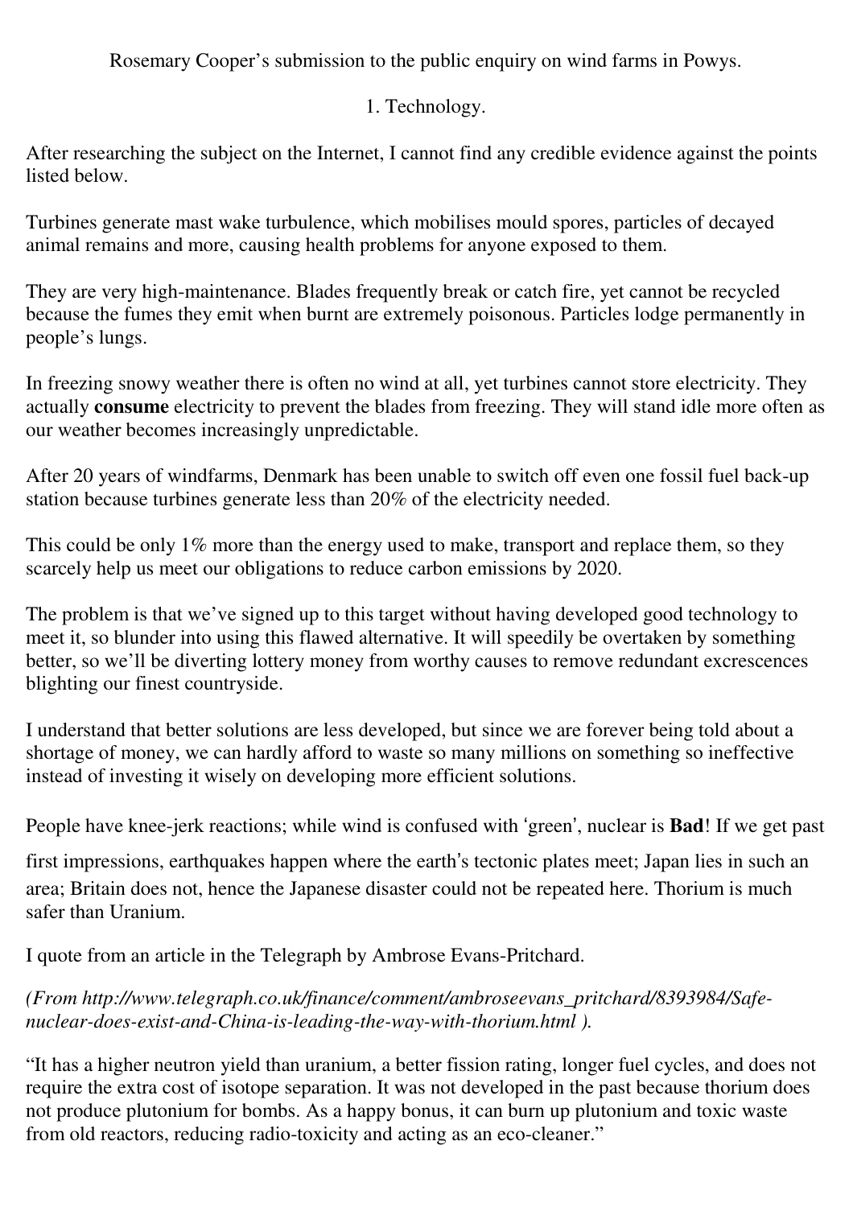Rosemary Cooper's submission to the public enquiry on wind farms in Powys.

1. Technology.

After researching the subject on the Internet, I cannot find any credible evidence against the points listed below.

Turbines generate mast wake turbulence, which mobilises mould spores, particles of decayed animal remains and more, causing health problems for anyone exposed to them.

They are very high-maintenance. Blades frequently break or catch fire, yet cannot be recycled because the fumes they emit when burnt are extremely poisonous. Particles lodge permanently in people's lungs.

In freezing snowy weather there is often no wind at all, yet turbines cannot store electricity. They actually **consume** electricity to prevent the blades from freezing. They will stand idle more often as our weather becomes increasingly unpredictable.

After 20 years of windfarms, Denmark has been unable to switch off even one fossil fuel back-up station because turbines generate less than 20% of the electricity needed.

This could be only 1% more than the energy used to make, transport and replace them, so they scarcely help us meet our obligations to reduce carbon emissions by 2020.

The problem is that we've signed up to this target without having developed good technology to meet it, so blunder into using this flawed alternative. It will speedily be overtaken by something better, so we'll be diverting lottery money from worthy causes to remove redundant excrescences blighting our finest countryside.

I understand that better solutions are less developed, but since we are forever being told about a shortage of money, we can hardly afford to waste so many millions on something so ineffective instead of investing it wisely on developing more efficient solutions.

People have knee-jerk reactions; while wind is confused with 'green', nuclear is **Bad**! If we get past first impressions, earthquakes happen where the earth's tectonic plates meet; Japan lies in such an area; Britain does not, hence the Japanese disaster could not be repeated here. Thorium is much safer than Uranium.

I quote from an article in the Telegraph by Ambrose Evans-Pritchard.

*(From http://www.telegraph.co.uk/finance/comment/ambroseevans_pritchard/8393984/Safe-nuclear-does-exist-and-China-is-leading-the-way-with-thorium.html ).*

"It has a higher neutron yield than uranium, a better fission rating, longer fuel cycles, and does not require the extra cost of isotope separation. It was not developed in the past because thorium does not produce plutonium for bombs. As a happy bonus, it can burn up plutonium and toxic waste from old reactors, reducing radio-toxicity and acting as an eco-cleaner."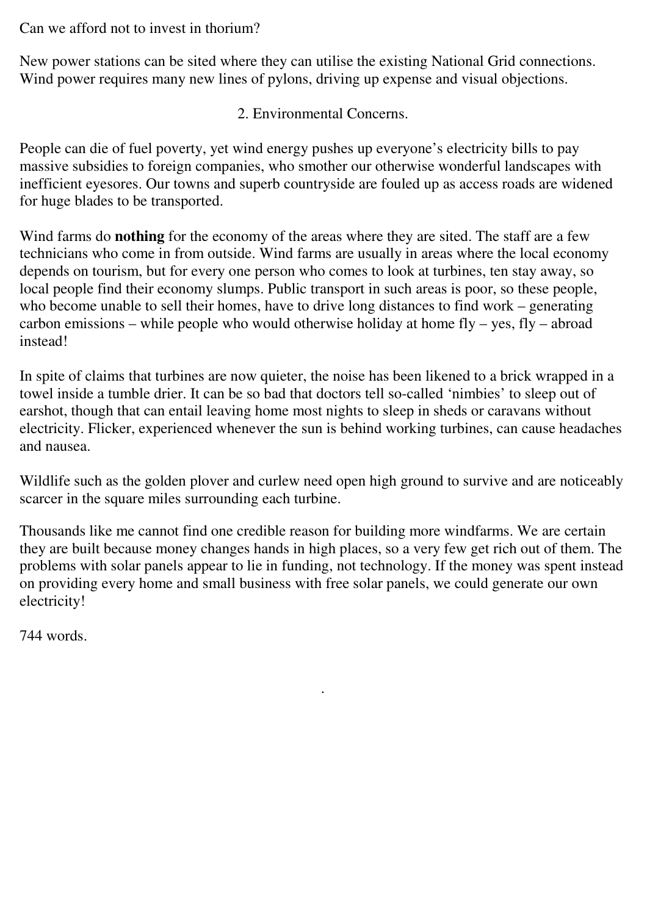Can we afford not to invest in thorium?

New power stations can be sited where they can utilise the existing National Grid connections. Wind power requires many new lines of pylons, driving up expense and visual objections.

## 2. Environmental Concerns.

People can die of fuel poverty, yet wind energy pushes up everyone's electricity bills to pay massive subsidies to foreign companies, who smother our otherwise wonderful landscapes with inefficient eyesores. Our towns and superb countryside are fouled up as access roads are widened for huge blades to be transported.

Wind farms do **nothing** for the economy of the areas where they are sited. The staff are a few technicians who come in from outside. Wind farms are usually in areas where the local economy depends on tourism, but for every one person who comes to look at turbines, ten stay away, so local people find their economy slumps. Public transport in such areas is poor, so these people, who become unable to sell their homes, have to drive long distances to find work – generating carbon emissions – while people who would otherwise holiday at home fly – yes, fly – abroad instead!

In spite of claims that turbines are now quieter, the noise has been likened to a brick wrapped in a towel inside a tumble drier. It can be so bad that doctors tell so-called 'nimbies' to sleep out of earshot, though that can entail leaving home most nights to sleep in sheds or caravans without electricity. Flicker, experienced whenever the sun is behind working turbines, can cause headaches and nausea.

Wildlife such as the golden plover and curlew need open high ground to survive and are noticeably scarcer in the square miles surrounding each turbine.

Thousands like me cannot find one credible reason for building more windfarms. We are certain they are built because money changes hands in high places, so a very few get rich out of them. The problems with solar panels appear to lie in funding, not technology. If the money was spent instead on providing every home and small business with free solar panels, we could generate our own electricity!

744 words.